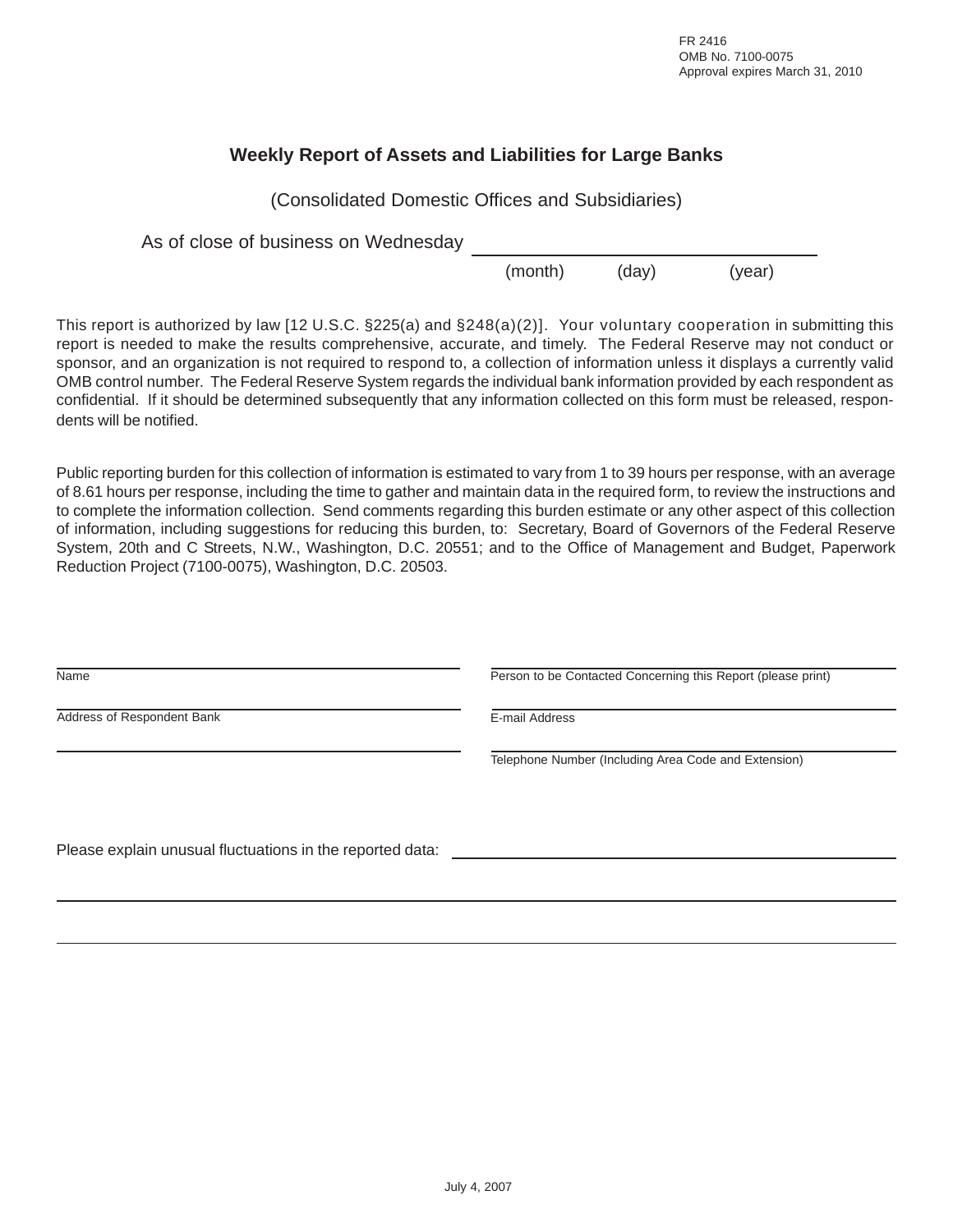FR 2416
OMB No. 7100-0075
Approval expires March 31, 2010

# Weekly Report of Assets and Liabilities for Large Banks

(Consolidated Domestic Offices and Subsidiaries)

As of close of business on Wednesday ______________________________

(month) (day) (year)

This report is authorized by law [12 U.S.C. §225(a) and §248(a)(2)]. Your voluntary cooperation in submitting this report is needed to make the results comprehensive, accurate, and timely. The Federal Reserve may not conduct or sponsor, and an organization is not required to respond to, a collection of information unless it displays a currently valid OMB control number. The Federal Reserve System regards the individual bank information provided by each respondent as confidential. If it should be determined subsequently that any information collected on this form must be released, respondents will be notified.

Public reporting burden for this collection of information is estimated to vary from 1 to 39 hours per response, with an average of 8.61 hours per response, including the time to gather and maintain data in the required form, to review the instructions and to complete the information collection. Send comments regarding this burden estimate or any other aspect of this collection of information, including suggestions for reducing this burden, to: Secretary, Board of Governors of the Federal Reserve System, 20th and C Streets, N.W., Washington, D.C. 20551; and to the Office of Management and Budget, Paperwork Reduction Project (7100-0075), Washington, D.C. 20503.

______________________________
Name

______________________________
Address of Respondent Bank

______________________________

______________________________
Person to be Contacted Concerning this Report (please print)

______________________________
E-mail Address

______________________________
Telephone Number (Including Area Code and Extension)

Please explain unusual fluctuations in the reported data: ______________________________

______________________________

______________________________

July 4, 2007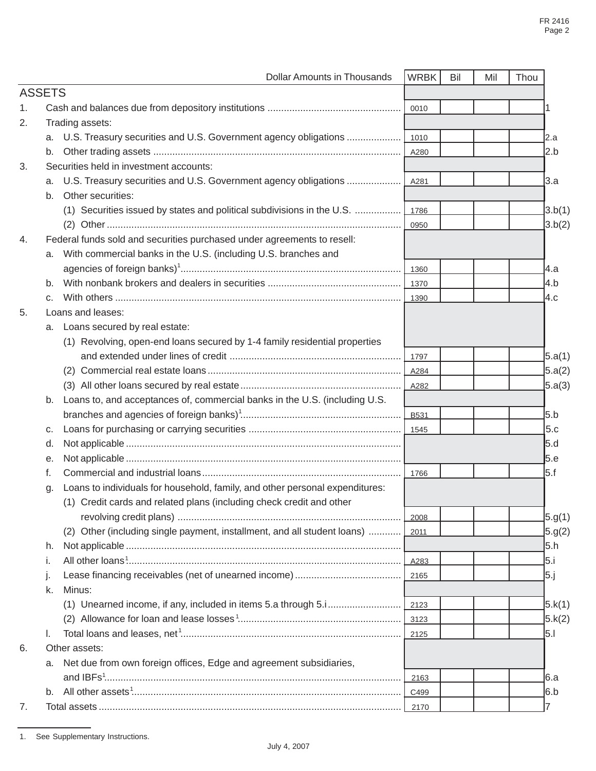| Dollar Amounts in Thousands | WRBK | Bil | Mil | Thou | |
|---|---|---|---|---|---|
| **ASSETS** | | | | | |
| 1. Cash and balances due from depository institutions | 0010 | | | | 1 |
| 2. Trading assets: | | | | | |
| a. U.S. Treasury securities and U.S. Government agency obligations | 1010 | | | | 2.a |
| b. Other trading assets | A280 | | | | 2.b |
| 3. Securities held in investment accounts: | | | | | |
| a. U.S. Treasury securities and U.S. Government agency obligations | A281 | | | | 3.a |
| b. Other securities: | | | | | |
| (1) Securities issued by states and political subdivisions in the U.S. | 1786 | | | | 3.b(1) |
| (2) Other | 0950 | | | | 3.b(2) |
| 4. Federal funds sold and securities purchased under agreements to resell: | | | | | |
| a. With commercial banks in the U.S. (including U.S. branches and agencies of foreign banks)[1] | 1360 | | | | 4.a |
| b. With nonbank brokers and dealers in securities | 1370 | | | | 4.b |
| c. With others | 1390 | | | | 4.c |
| 5. Loans and leases: | | | | | |
| a. Loans secured by real estate: | | | | | |
| (1) Revolving, open-end loans secured by 1-4 family residential properties and extended under lines of credit | 1797 | | | | 5.a(1) |
| (2) Commercial real estate loans | A284 | | | | 5.a(2) |
| (3) All other loans secured by real estate | A282 | | | | 5.a(3) |
| b. Loans to, and acceptances of, commercial banks in the U.S. (including U.S. branches and agencies of foreign banks)[1] | B531 | | | | 5.b |
| c. Loans for purchasing or carrying securities | 1545 | | | | 5.c |
| d. Not applicable | | | | | 5.d |
| e. Not applicable | | | | | 5.e |
| f. Commercial and industrial loans | 1766 | | | | 5.f |
| g. Loans to individuals for household, family, and other personal expenditures: | | | | | |
| (1) Credit cards and related plans (including check credit and other revolving credit plans) | 2008 | | | | 5.g(1) |
| (2) Other (including single payment, installment, and all student loans) | 2011 | | | | 5.g(2) |
| h. Not applicable | | | | | 5.h |
| i. All other loans[1] | A283 | | | | 5.i |
| j. Lease financing receivables (net of unearned income) | 2165 | | | | 5.j |
| k. Minus: | | | | | |
| (1) Unearned income, if any, included in items 5.a through 5.i | 2123 | | | | 5.k(1) |
| (2) Allowance for loan and lease losses[1] | 3123 | | | | 5.k(2) |
| l. Total loans and leases, net[1] | 2125 | | | | 5.l |
| 6. Other assets: | | | | | |
| a. Net due from own foreign offices, Edge and agreement subsidiaries, and IBFs[1] | 2163 | | | | 6.a |
| b. All other assets[1] | C499 | | | | 6.b |
| 7. Total assets | 2170 | | | | 7 |

1. See Supplementary Instructions.

July 4, 2007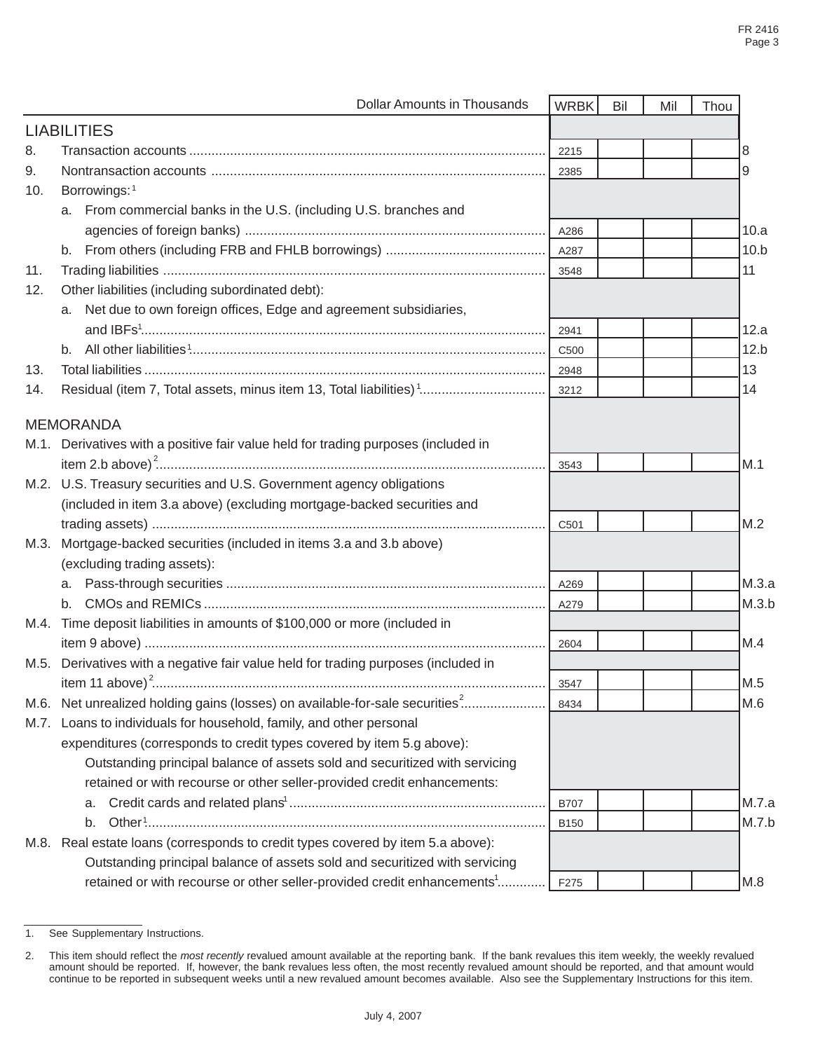| Dollar Amounts in Thousands | WRBK | Bil | Mil | Thou | |
|---|---|---|---|---|---|
| **LIABILITIES** | | | | | |
| 8. Transaction accounts | 2215 | | | | 8 |
| 9. Nontransaction accounts | 2385 | | | | 9 |
| 10. Borrowings:[1] | | | | | |
| a. From commercial banks in the U.S. (including U.S. branches and agencies of foreign banks) | A286 | | | | 10.a |
| b. From others (including FRB and FHLB borrowings) | A287 | | | | 10.b |
| 11. Trading liabilities | 3548 | | | | 11 |
| 12. Other liabilities (including subordinated debt): | | | | | |
| a. Net due to own foreign offices, Edge and agreement subsidiaries, and IBFs[1] | 2941 | | | | 12.a |
| b. All other liabilities[1] | C500 | | | | 12.b |
| 13. Total liabilities | 2948 | | | | 13 |
| 14. Residual (item 7, Total assets, minus item 13, Total liabilities)[1] | 3212 | | | | 14 |
| **MEMORANDA** | | | | | |
| M.1. Derivatives with a positive fair value held for trading purposes (included in item 2.b above)[2] | 3543 | | | | M.1 |
| M.2. U.S. Treasury securities and U.S. Government agency obligations (included in item 3.a above) (excluding mortgage-backed securities and trading assets) | C501 | | | | M.2 |
| M.3. Mortgage-backed securities (included in items 3.a and 3.b above) (excluding trading assets): | | | | | |
| a. Pass-through securities | A269 | | | | M.3.a |
| b. CMOs and REMICs | A279 | | | | M.3.b |
| M.4. Time deposit liabilities in amounts of $100,000 or more (included in item 9 above) | 2604 | | | | M.4 |
| M.5. Derivatives with a negative fair value held for trading purposes (included in item 11 above)[2] | 3547 | | | | M.5 |
| M.6. Net unrealized holding gains (losses) on available-for-sale securities[2] | 8434 | | | | M.6 |
| M.7. Loans to individuals for household, family, and other personal expenditures (corresponds to credit types covered by item 5.g above): Outstanding principal balance of assets sold and securitized with servicing retained or with recourse or other seller-provided credit enhancements: | | | | | |
| a. Credit cards and related plans[1] | B707 | | | | M.7.a |
| b. Other[1] | B150 | | | | M.7.b |
| M.8. Real estate loans (corresponds to credit types covered by item 5.a above): Outstanding principal balance of assets sold and securitized with servicing retained or with recourse or other seller-provided credit enhancements[1] | F275 | | | | M.8 |

1. See Supplementary Instructions.

2. This item should reflect the *most recently* revalued amount available at the reporting bank. If the bank revalues this item weekly, the weekly revalued amount should be reported. If, however, the bank revalues less often, the most recently revalued amount should be reported, and that amount would continue to be reported in subsequent weeks until a new revalued amount becomes available. Also see the Supplementary Instructions for this item.

July 4, 2007